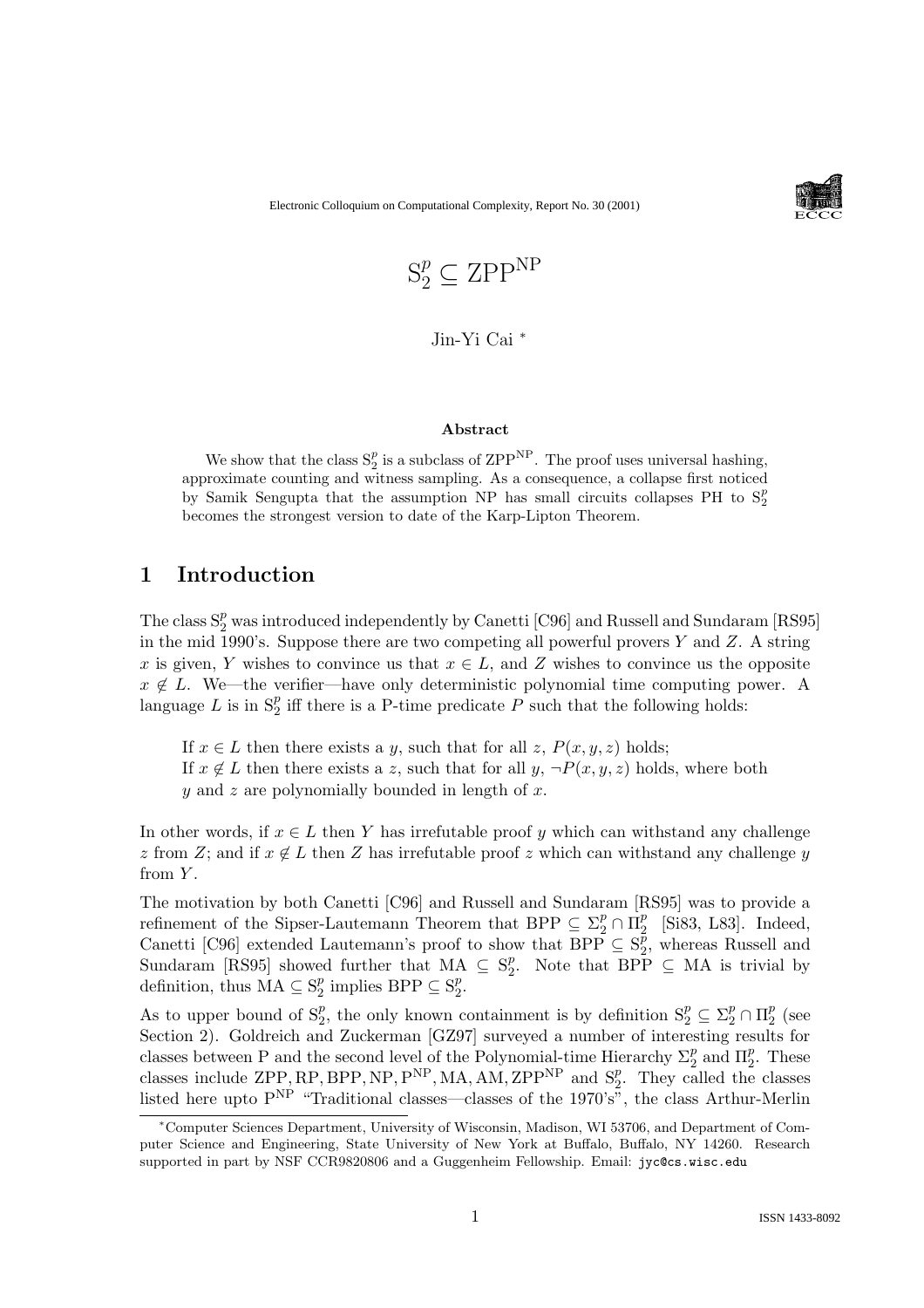Electronic Colloquium on Computational Complexity, Report No. 30 (2001)

# $\mathrm{S}_2^p \subseteq \mathrm{ZPP}^{\mathrm{NP}}$

Jin-Yi Cai [*]

**Abstract**

We show that the class $\mathrm{S}_2^p$ is a subclass of $\mathrm{ZPP}^{\mathrm{NP}}$. The proof uses universal hashing, approximate counting and witness sampling. As a consequence, a collapse first noticed by Samik Sengupta that the assumption NP has small circuits collapses PH to $\mathrm{S}_2^p$ becomes the strongest version to date of the Karp-Lipton Theorem.

## 1 Introduction

The class $\mathrm{S}_2^p$ was introduced independently by Canetti [C96] and Russell and Sundaram [RS95] in the mid 1990's. Suppose there are two competing all powerful provers $Y$ and $Z$. A string $x$ is given, $Y$ wishes to convince us that $x \in L$, and $Z$ wishes to convince us the opposite $x \notin L$. We—the verifier—have only deterministic polynomial time computing power. A language $L$ is in $\mathrm{S}_2^p$ iff there is a P-time predicate $P$ such that the following holds:

If $x \in L$ then there exists a $y$, such that for all $z$, $P(x, y, z)$ holds;
If $x \notin L$ then there exists a $z$, such that for all $y$, $\neg P(x, y, z)$ holds, where both $y$ and $z$ are polynomially bounded in length of $x$.

In other words, if $x \in L$ then $Y$ has irrefutable proof $y$ which can withstand any challenge $z$ from $Z$; and if $x \notin L$ then $Z$ has irrefutable proof $z$ which can withstand any challenge $y$ from $Y$.

The motivation by both Canetti [C96] and Russell and Sundaram [RS95] was to provide a refinement of the Sipser-Lautemann Theorem that $\mathrm{BPP} \subseteq \Sigma_2^p \cap \Pi_2^p$ [Si83, L83]. Indeed, Canetti [C96] extended Lautemann's proof to show that $\mathrm{BPP} \subseteq \mathrm{S}_2^p$, whereas Russell and Sundaram [RS95] showed further that $\mathrm{MA} \subseteq \mathrm{S}_2^p$. Note that $\mathrm{BPP} \subseteq \mathrm{MA}$ is trivial by definition, thus $\mathrm{MA} \subseteq \mathrm{S}_2^p$ implies $\mathrm{BPP} \subseteq \mathrm{S}_2^p$.

As to upper bound of $\mathrm{S}_2^p$, the only known containment is by definition $\mathrm{S}_2^p \subseteq \Sigma_2^p \cap \Pi_2^p$ (see Section 2). Goldreich and Zuckerman [GZ97] surveyed a number of interesting results for classes between P and the second level of the Polynomial-time Hierarchy $\Sigma_2^p$ and $\Pi_2^p$. These classes include $\mathrm{ZPP}, \mathrm{RP}, \mathrm{BPP}, \mathrm{NP}, \mathrm{P}^{\mathrm{NP}}, \mathrm{MA}, \mathrm{AM}, \mathrm{ZPP}^{\mathrm{NP}}$ and $\mathrm{S}_2^p$. They called the classes listed here upto $\mathrm{P}^{\mathrm{NP}}$ "Traditional classes—classes of the 1970's", the class Arthur-Merlin

[*] Computer Sciences Department, University of Wisconsin, Madison, WI 53706, and Department of Computer Science and Engineering, State University of New York at Buffalo, Buffalo, NY 14260. Research supported in part by NSF CCR9820806 and a Guggenheim Fellowship. Email: jyc@cs.wisc.edu

ISSN 1433-8092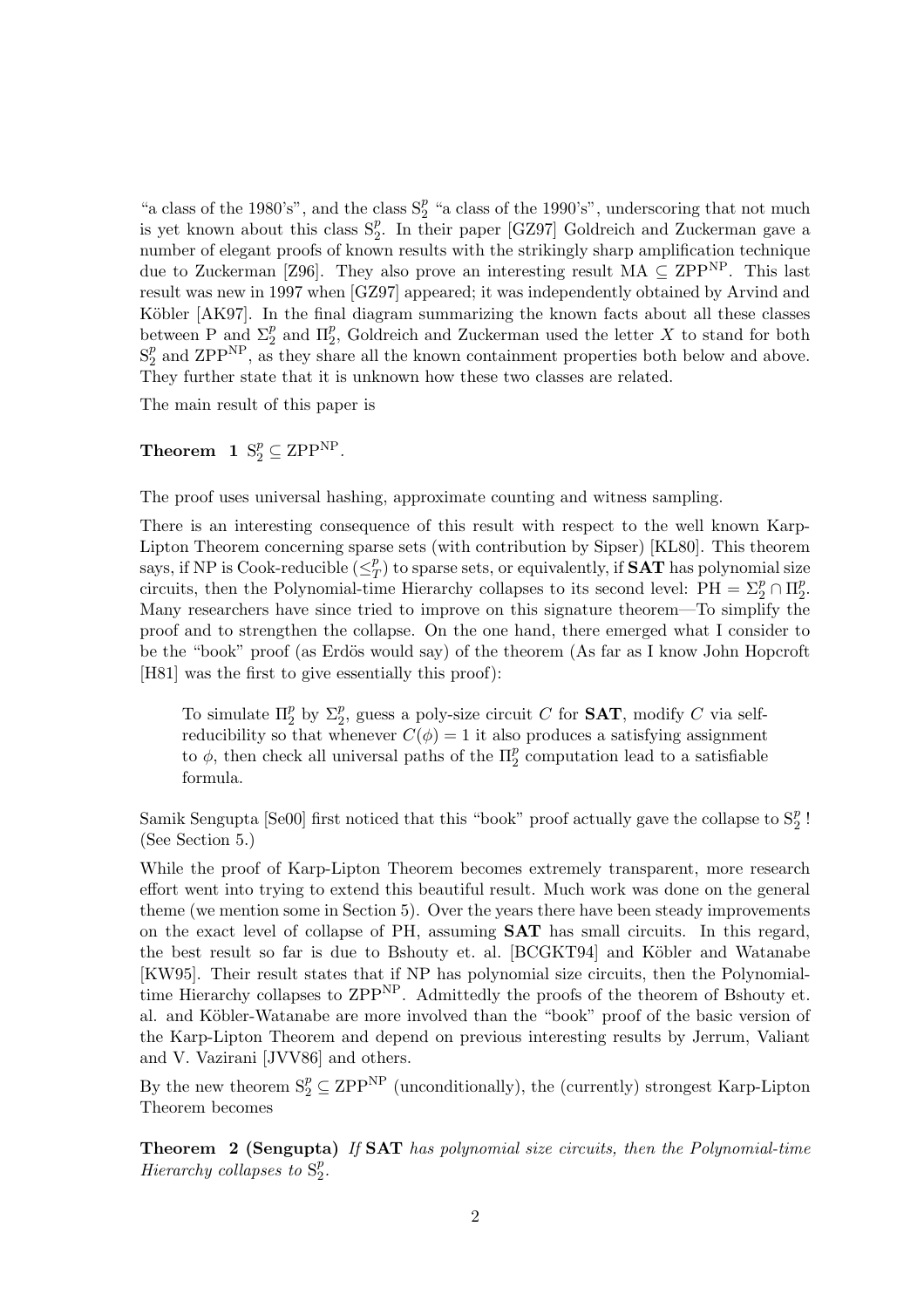"a class of the 1980's", and the class $\mathrm{S}_2^p$ "a class of the 1990's", underscoring that not much is yet known about this class $\mathrm{S}_2^p$. In their paper [GZ97] Goldreich and Zuckerman gave a number of elegant proofs of known results with the strikingly sharp amplification technique due to Zuckerman [Z96]. They also prove an interesting result $\mathrm{MA} \subseteq \mathrm{ZPP}^{\mathrm{NP}}$. This last result was new in 1997 when [GZ97] appeared; it was independently obtained by Arvind and Köbler [AK97]. In the final diagram summarizing the known facts about all these classes between P and $\Sigma_2^p$ and $\Pi_2^p$, Goldreich and Zuckerman used the letter $X$ to stand for both $\mathrm{S}_2^p$ and $\mathrm{ZPP}^{\mathrm{NP}}$, as they share all the known containment properties both below and above. They further state that it is unknown how these two classes are related.

The main result of this paper is

**Theorem 1** $\mathrm{S}_2^p \subseteq \mathrm{ZPP}^{\mathrm{NP}}$.

The proof uses universal hashing, approximate counting and witness sampling.

There is an interesting consequence of this result with respect to the well known Karp-Lipton Theorem concerning sparse sets (with contribution by Sipser) [KL80]. This theorem says, if NP is Cook-reducible ($\leq_T^p$) to sparse sets, or equivalently, if **SAT** has polynomial size circuits, then the Polynomial-time Hierarchy collapses to its second level: $\mathrm{PH} = \Sigma_2^p \cap \Pi_2^p$. Many researchers have since tried to improve on this signature theorem—To simplify the proof and to strengthen the collapse. On the one hand, there emerged what I consider to be the "book" proof (as Erdös would say) of the theorem (As far as I know John Hopcroft [H81] was the first to give essentially this proof):

> To simulate $\Pi_2^p$ by $\Sigma_2^p$, guess a poly-size circuit $C$ for **SAT**, modify $C$ via self-reducibility so that whenever $C(\phi) = 1$ it also produces a satisfying assignment to $\phi$, then check all universal paths of the $\Pi_2^p$ computation lead to a satisfiable formula.

Samik Sengupta [Se00] first noticed that this "book" proof actually gave the collapse to $\mathrm{S}_2^p$ ! (See Section 5.)

While the proof of Karp-Lipton Theorem becomes extremely transparent, more research effort went into trying to extend this beautiful result. Much work was done on the general theme (we mention some in Section 5). Over the years there have been steady improvements on the exact level of collapse of PH, assuming **SAT** has small circuits. In this regard, the best result so far is due to Bshouty et. al. [BCGKT94] and Köbler and Watanabe [KW95]. Their result states that if NP has polynomial size circuits, then the Polynomial-time Hierarchy collapses to $\mathrm{ZPP}^{\mathrm{NP}}$. Admittedly the proofs of the theorem of Bshouty et. al. and Köbler-Watanabe are more involved than the "book" proof of the basic version of the Karp-Lipton Theorem and depend on previous interesting results by Jerrum, Valiant and V. Vazirani [JVV86] and others.

By the new theorem $\mathrm{S}_2^p \subseteq \mathrm{ZPP}^{\mathrm{NP}}$ (unconditionally), the (currently) strongest Karp-Lipton Theorem becomes

**Theorem 2 (Sengupta)** *If* **SAT** *has polynomial size circuits, then the Polynomial-time Hierarchy collapses to* $\mathrm{S}_2^p$.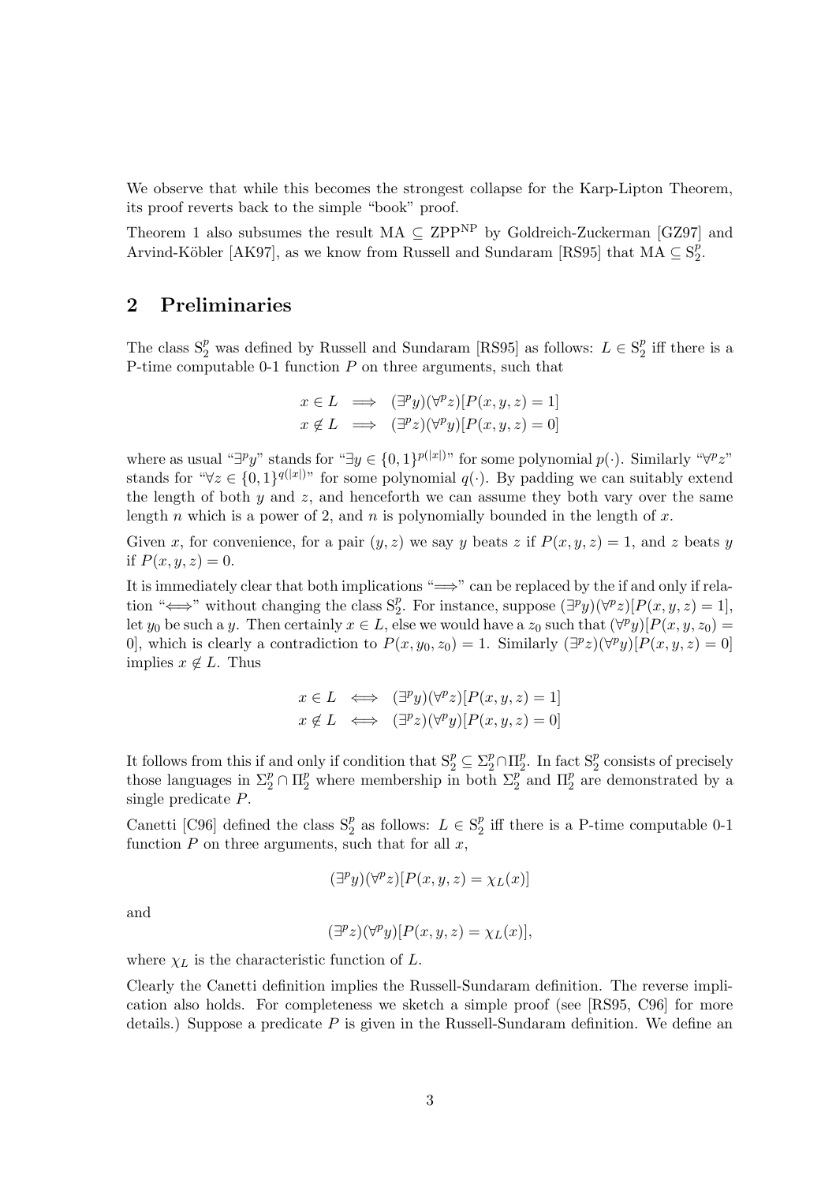We observe that while this becomes the strongest collapse for the Karp-Lipton Theorem, its proof reverts back to the simple "book" proof.

Theorem 1 also subsumes the result $\mathrm{MA} \subseteq \mathrm{ZPP}^{\mathrm{NP}}$ by Goldreich-Zuckerman [GZ97] and Arvind-Köbler [AK97], as we know from Russell and Sundaram [RS95] that $\mathrm{MA} \subseteq \mathrm{S}_2^p$.

## 2 Preliminaries

The class $\mathrm{S}_2^p$ was defined by Russell and Sundaram [RS95] as follows: $L \in \mathrm{S}_2^p$ iff there is a P-time computable 0-1 function $P$ on three arguments, such that

$$
\begin{aligned}
x \in L &\implies (\exists^p y)(\forall^p z)[P(x,y,z) = 1] \\
x \notin L &\implies (\exists^p z)(\forall^p y)[P(x,y,z) = 0]
\end{aligned}
$$

where as usual "$\exists^p y$" stands for "$\exists y \in \{0,1\}^{p(|x|)}$" for some polynomial $p(\cdot)$. Similarly "$\forall^p z$" stands for "$\forall z \in \{0,1\}^{q(|x|)}$" for some polynomial $q(\cdot)$. By padding we can suitably extend the length of both $y$ and $z$, and henceforth we can assume they both vary over the same length $n$ which is a power of 2, and $n$ is polynomially bounded in the length of $x$.

Given $x$, for convenience, for a pair $(y,z)$ we say $y$ beats $z$ if $P(x,y,z) = 1$, and $z$ beats $y$ if $P(x,y,z) = 0$.

It is immediately clear that both implications "$\Longrightarrow$" can be replaced by the if and only if relation "$\Longleftrightarrow$" without changing the class $\mathrm{S}_2^p$. For instance, suppose $(\exists^p y)(\forall^p z)[P(x,y,z) = 1]$, let $y_0$ be such a $y$. Then certainly $x \in L$, else we would have a $z_0$ such that $(\forall^p y)[P(x,y,z_0) = 0]$, which is clearly a contradiction to $P(x,y_0,z_0) = 1$. Similarly $(\exists^p z)(\forall^p y)[P(x,y,z) = 0]$ implies $x \notin L$. Thus

$$
\begin{aligned}
x \in L &\iff (\exists^p y)(\forall^p z)[P(x,y,z) = 1] \\
x \notin L &\iff (\exists^p z)(\forall^p y)[P(x,y,z) = 0]
\end{aligned}
$$

It follows from this if and only if condition that $\mathrm{S}_2^p \subseteq \Sigma_2^p \cap \Pi_2^p$. In fact $\mathrm{S}_2^p$ consists of precisely those languages in $\Sigma_2^p \cap \Pi_2^p$ where membership in both $\Sigma_2^p$ and $\Pi_2^p$ are demonstrated by a single predicate $P$.

Canetti [C96] defined the class $\mathrm{S}_2^p$ as follows: $L \in \mathrm{S}_2^p$ iff there is a P-time computable 0-1 function $P$ on three arguments, such that for all $x$,

$$
(\exists^p y)(\forall^p z)[P(x,y,z) = \chi_L(x)]
$$

and

$$
(\exists^p z)(\forall^p y)[P(x,y,z) = \chi_L(x)],
$$

where $\chi_L$ is the characteristic function of $L$.

Clearly the Canetti definition implies the Russell-Sundaram definition. The reverse implication also holds. For completeness we sketch a simple proof (see [RS95, C96] for more details.) Suppose a predicate $P$ is given in the Russell-Sundaram definition. We define an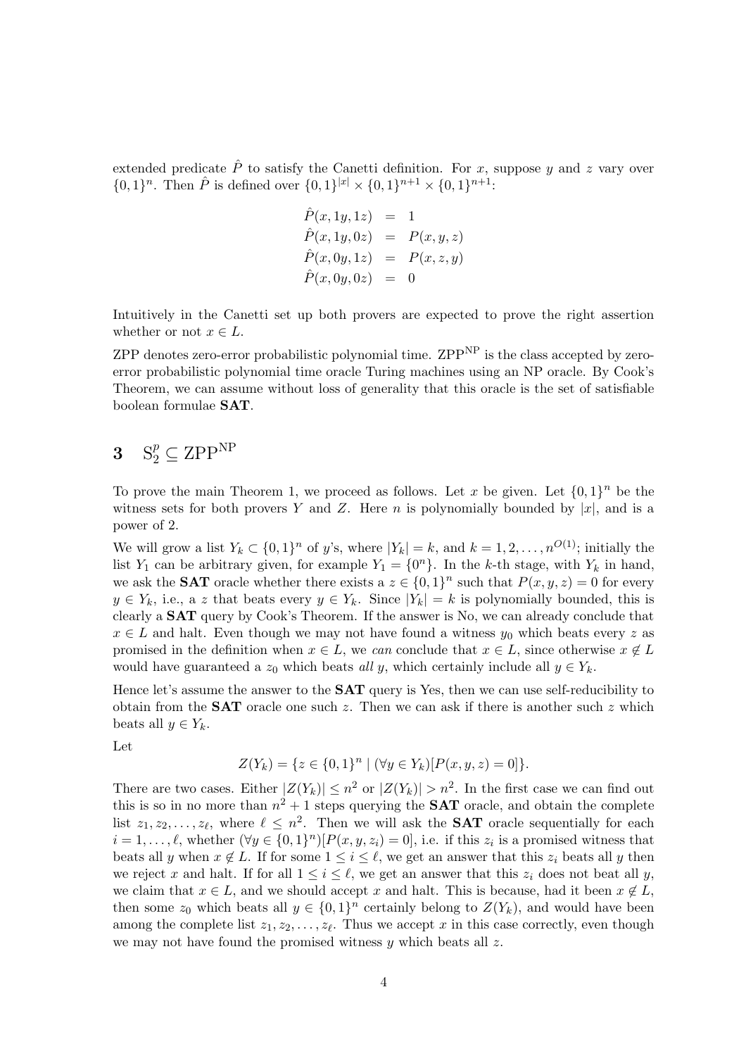extended predicate $\hat{P}$ to satisfy the Canetti definition. For $x$, suppose $y$ and $z$ vary over $\{0,1\}^n$. Then $\hat{P}$ is defined over $\{0,1\}^{|x|} \times \{0,1\}^{n+1} \times \{0,1\}^{n+1}$:

$$
\begin{aligned}
\hat{P}(x, 1y, 1z) &= 1 \\
\hat{P}(x, 1y, 0z) &= P(x, y, z) \\
\hat{P}(x, 0y, 1z) &= P(x, z, y) \\
\hat{P}(x, 0y, 0z) &= 0
\end{aligned}
$$

Intuitively in the Canetti set up both provers are expected to prove the right assertion whether or not $x \in L$.

ZPP denotes zero-error probabilistic polynomial time. $\text{ZPP}^{\text{NP}}$ is the class accepted by zero-error probabilistic polynomial time oracle Turing machines using an NP oracle. By Cook's Theorem, we can assume without loss of generality that this oracle is the set of satisfiable boolean formulae **SAT**.

## 3 $\text{S}_2^p \subseteq \text{ZPP}^{\text{NP}}$

To prove the main Theorem 1, we proceed as follows. Let $x$ be given. Let $\{0,1\}^n$ be the witness sets for both provers $Y$ and $Z$. Here $n$ is polynomially bounded by $|x|$, and is a power of 2.

We will grow a list $Y_k \subset \{0,1\}^n$ of $y$'s, where $|Y_k| = k$, and $k = 1, 2, \ldots, n^{O(1)}$; initially the list $Y_1$ can be arbitrary given, for example $Y_1 = \{0^n\}$. In the $k$-th stage, with $Y_k$ in hand, we ask the **SAT** oracle whether there exists a $z \in \{0,1\}^n$ such that $P(x, y, z) = 0$ for every $y \in Y_k$, i.e., a $z$ that beats every $y \in Y_k$. Since $|Y_k| = k$ is polynomially bounded, this is clearly a **SAT** query by Cook's Theorem. If the answer is No, we can already conclude that $x \in L$ and halt. Even though we may not have found a witness $y_0$ which beats every $z$ as promised in the definition when $x \in L$, we *can* conclude that $x \in L$, since otherwise $x \notin L$ would have guaranteed a $z_0$ which beats *all* $y$, which certainly include all $y \in Y_k$.

Hence let's assume the answer to the **SAT** query is Yes, then we can use self-reducibility to obtain from the **SAT** oracle one such $z$. Then we can ask if there is another such $z$ which beats all $y \in Y_k$.

Let

$$
Z(Y_k) = \{z \in \{0,1\}^n \mid (\forall y \in Y_k)[P(x, y, z) = 0]\}.
$$

There are two cases. Either $|Z(Y_k)| \leq n^2$ or $|Z(Y_k)| > n^2$. In the first case we can find out this is so in no more than $n^2 + 1$ steps querying the **SAT** oracle, and obtain the complete list $z_1, z_2, \ldots, z_\ell$, where $\ell \leq n^2$. Then we will ask the **SAT** oracle sequentially for each $i = 1, \ldots, \ell$, whether $(\forall y \in \{0,1\}^n)[P(x, y, z_i) = 0]$, i.e. if this $z_i$ is a promised witness that beats all $y$ when $x \notin L$. If for some $1 \leq i \leq \ell$, we get an answer that this $z_i$ beats all $y$ then we reject $x$ and halt. If for all $1 \leq i \leq \ell$, we get an answer that this $z_i$ does not beat all $y$, we claim that $x \in L$, and we should accept $x$ and halt. This is because, had it been $x \notin L$, then some $z_0$ which beats all $y \in \{0,1\}^n$ certainly belong to $Z(Y_k)$, and would have been among the complete list $z_1, z_2, \ldots, z_\ell$. Thus we accept $x$ in this case correctly, even though we may not have found the promised witness $y$ which beats all $z$.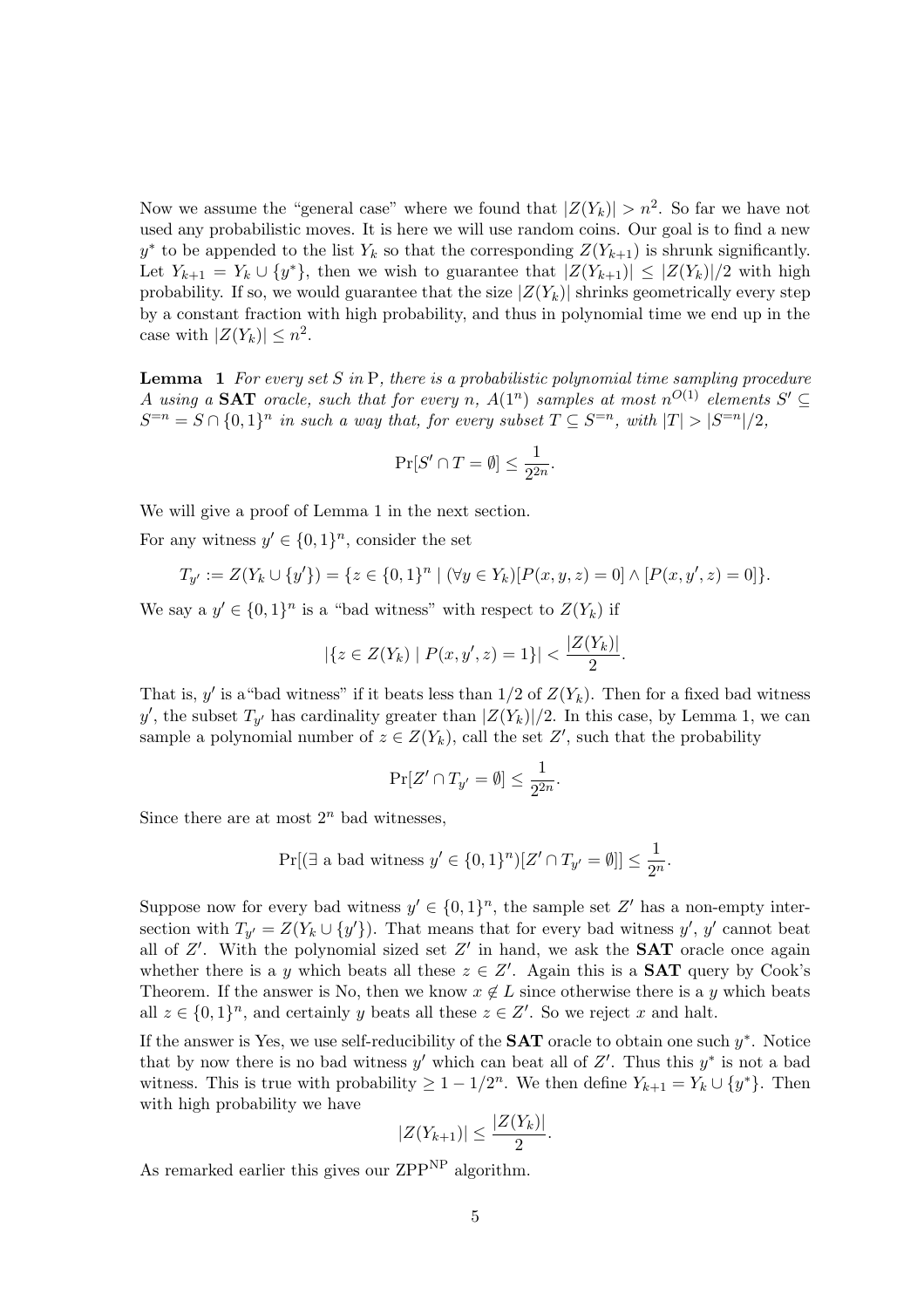Now we assume the "general case" where we found that $|Z(Y_k)| > n^2$. So far we have not used any probabilistic moves. It is here we will use random coins. Our goal is to find a new $y^*$ to be appended to the list $Y_k$ so that the corresponding $Z(Y_{k+1})$ is shrunk significantly. Let $Y_{k+1} = Y_k \cup \{y^*\}$, then we wish to guarantee that $|Z(Y_{k+1})| \leq |Z(Y_k)|/2$ with high probability. If so, we would guarantee that the size $|Z(Y_k)|$ shrinks geometrically every step by a constant fraction with high probability, and thus in polynomial time we end up in the case with $|Z(Y_k)| \leq n^2$.

**Lemma 1** *For every set $S$ in* P*, there is a probabilistic polynomial time sampling procedure $A$ using a* **SAT** *oracle, such that for every $n$, $A(1^n)$ samples at most $n^{O(1)}$ elements $S' \subseteq S^{=n} = S \cap \{0,1\}^n$ in such a way that, for every subset $T \subseteq S^{=n}$, with $|T| > |S^{=n}|/2$,*

$$\Pr[S' \cap T = \emptyset] \leq \frac{1}{2^{2n}}.$$

We will give a proof of Lemma 1 in the next section.

For any witness $y' \in \{0,1\}^n$, consider the set

$$T_{y'} := Z(Y_k \cup \{y'\}) = \{z \in \{0,1\}^n \mid (\forall y \in Y_k)[P(x,y,z) = 0] \wedge [P(x,y',z) = 0]\}.$$

We say a $y' \in \{0,1\}^n$ is a "bad witness" with respect to $Z(Y_k)$ if

$$|\{z \in Z(Y_k) \mid P(x,y',z) = 1\}| < \frac{|Z(Y_k)|}{2}.$$

That is, $y'$ is a"bad witness" if it beats less than $1/2$ of $Z(Y_k)$. Then for a fixed bad witness $y'$, the subset $T_{y'}$ has cardinality greater than $|Z(Y_k)|/2$. In this case, by Lemma 1, we can sample a polynomial number of $z \in Z(Y_k)$, call the set $Z'$, such that the probability

$$\Pr[Z' \cap T_{y'} = \emptyset] \leq \frac{1}{2^{2n}}.$$

Since there are at most $2^n$ bad witnesses,

$$\Pr[(\exists \text{ a bad witness } y' \in \{0,1\}^n)[Z' \cap T_{y'} = \emptyset]] \leq \frac{1}{2^n}.$$

Suppose now for every bad witness $y' \in \{0,1\}^n$, the sample set $Z'$ has a non-empty intersection with $T_{y'} = Z(Y_k \cup \{y'\})$. That means that for every bad witness $y'$, $y'$ cannot beat all of $Z'$. With the polynomial sized set $Z'$ in hand, we ask the **SAT** oracle once again whether there is a $y$ which beats all these $z \in Z'$. Again this is a **SAT** query by Cook's Theorem. If the answer is No, then we know $x \notin L$ since otherwise there is a $y$ which beats all $z \in \{0,1\}^n$, and certainly $y$ beats all these $z \in Z'$. So we reject $x$ and halt.

If the answer is Yes, we use self-reducibility of the **SAT** oracle to obtain one such $y^*$. Notice that by now there is no bad witness $y'$ which can beat all of $Z'$. Thus this $y^*$ is not a bad witness. This is true with probability $\geq 1 - 1/2^n$. We then define $Y_{k+1} = Y_k \cup \{y^*\}$. Then with high probability we have

$$|Z(Y_{k+1})| \leq \frac{|Z(Y_k)|}{2}.$$

As remarked earlier this gives our $\mathrm{ZPP}^{\mathrm{NP}}$ algorithm.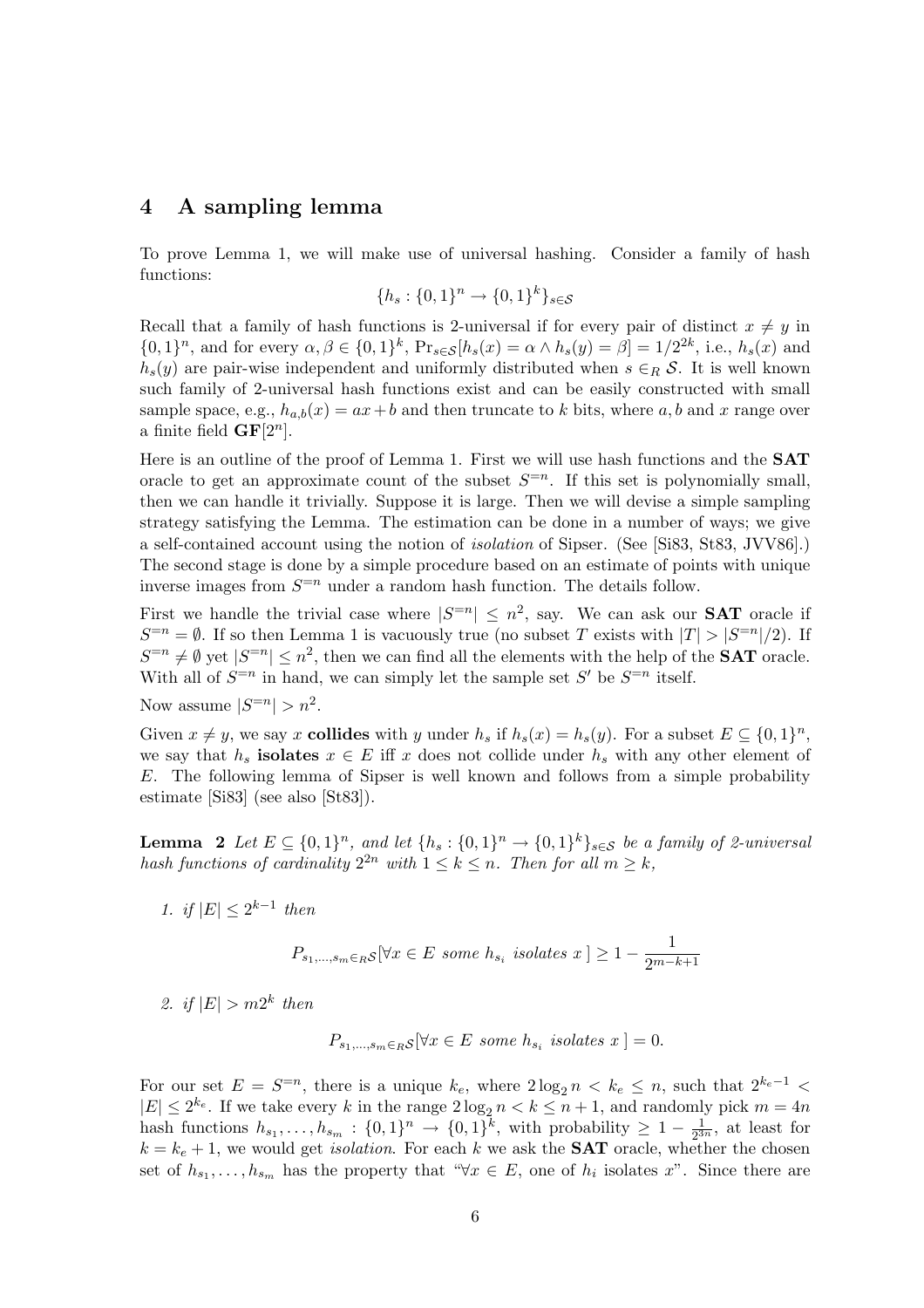## 4 A sampling lemma

To prove Lemma 1, we will make use of universal hashing. Consider a family of hash functions:

$$\{h_s : \{0,1\}^n \to \{0,1\}^k\}_{s \in \mathcal{S}}$$

Recall that a family of hash functions is 2-universal if for every pair of distinct $x \neq y$ in $\{0,1\}^n$, and for every $\alpha, \beta \in \{0,1\}^k$, $\Pr_{s \in \mathcal{S}}[h_s(x) = \alpha \wedge h_s(y) = \beta] = 1/2^{2k}$, i.e., $h_s(x)$ and $h_s(y)$ are pair-wise independent and uniformly distributed when $s \in_R \mathcal{S}$. It is well known such family of 2-universal hash functions exist and can be easily constructed with small sample space, e.g., $h_{a,b}(x) = ax + b$ and then truncate to $k$ bits, where $a, b$ and $x$ range over a finite field $\mathbf{GF}[2^n]$.

Here is an outline of the proof of Lemma 1. First we will use hash functions and the **SAT** oracle to get an approximate count of the subset $S^{=n}$. If this set is polynomially small, then we can handle it trivially. Suppose it is large. Then we will devise a simple sampling strategy satisfying the Lemma. The estimation can be done in a number of ways; we give a self-contained account using the notion of *isolation* of Sipser. (See [Si83, St83, JVV86].) The second stage is done by a simple procedure based on an estimate of points with unique inverse images from $S^{=n}$ under a random hash function. The details follow.

First we handle the trivial case where $|S^{=n}| \leq n^2$, say. We can ask our **SAT** oracle if $S^{=n} = \emptyset$. If so then Lemma 1 is vacuously true (no subset $T$ exists with $|T| > |S^{=n}|/2$). If $S^{=n} \neq \emptyset$ yet $|S^{=n}| \leq n^2$, then we can find all the elements with the help of the **SAT** oracle. With all of $S^{=n}$ in hand, we can simply let the sample set $S'$ be $S^{=n}$ itself.

Now assume $|S^{=n}| > n^2$.

Given $x \neq y$, we say $x$ **collides** with $y$ under $h_s$ if $h_s(x) = h_s(y)$. For a subset $E \subseteq \{0,1\}^n$, we say that $h_s$ **isolates** $x \in E$ iff $x$ does not collide under $h_s$ with any other element of $E$. The following lemma of Sipser is well known and follows from a simple probability estimate [Si83] (see also [St83]).

**Lemma 2** *Let $E \subseteq \{0,1\}^n$, and let $\{h_s : \{0,1\}^n \to \{0,1\}^k\}_{s \in \mathcal{S}}$ be a family of 2-universal hash functions of cardinality $2^{2n}$ with $1 \leq k \leq n$. Then for all $m \geq k$,*

1. *if $|E| \leq 2^{k-1}$ then*

$$P_{s_1,\ldots,s_m \in_R \mathcal{S}}[\forall x \in E \text{ some } h_{s_i} \text{ isolates } x\,] \geq 1 - \frac{1}{2^{m-k+1}}$$

2. *if $|E| > m2^k$ then*

$$P_{s_1,\ldots,s_m \in_R \mathcal{S}}[\forall x \in E \text{ some } h_{s_i} \text{ isolates } x\,] = 0.$$

For our set $E = S^{=n}$, there is a unique $k_e$, where $2\log_2 n < k_e \leq n$, such that $2^{k_e - 1} < |E| \leq 2^{k_e}$. If we take every $k$ in the range $2\log_2 n < k \leq n+1$, and randomly pick $m = 4n$ hash functions $h_{s_1}, \ldots, h_{s_m} : \{0,1\}^n \to \{0,1\}^k$, with probability $\geq 1 - \frac{1}{2^{3n}}$, at least for $k = k_e + 1$, we would get *isolation*. For each $k$ we ask the **SAT** oracle, whether the chosen set of $h_{s_1}, \ldots, h_{s_m}$ has the property that "$\forall x \in E$, one of $h_i$ isolates $x$". Since there are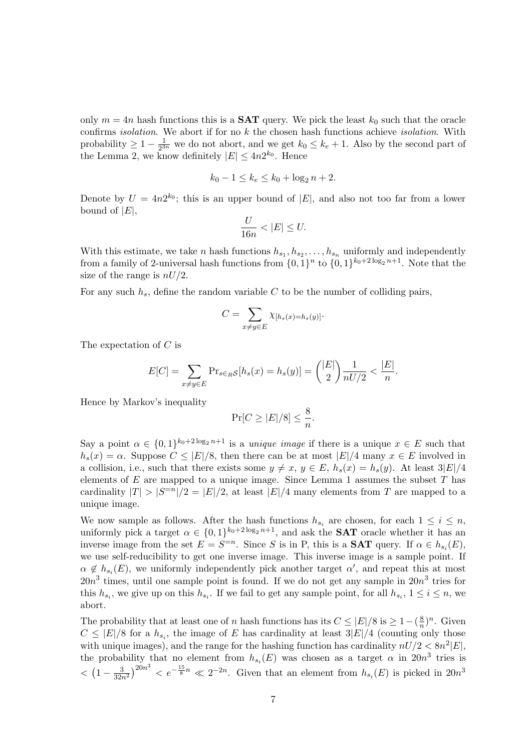only $m = 4n$ hash functions this is a **SAT** query. We pick the least $k_0$ such that the oracle confirms *isolation*. We abort if for no $k$ the chosen hash functions achieve *isolation*. With probability $\geq 1 - \frac{1}{2^{3n}}$ we do not abort, and we get $k_0 \leq k_e + 1$. Also by the second part of the Lemma 2, we know definitely $|E| \leq 4n2^{k_0}$. Hence

$$k_0 - 1 \leq k_e \leq k_0 + \log_2 n + 2.$$

Denote by $U = 4n2^{k_0}$; this is an upper bound of $|E|$, and also not too far from a lower bound of $|E|$,

$$\frac{U}{16n} < |E| \leq U.$$

With this estimate, we take $n$ hash functions $h_{s_1}, h_{s_2}, \ldots, h_{s_n}$ uniformly and independently from a family of 2-universal hash functions from $\{0,1\}^n$ to $\{0,1\}^{k_0 + 2\log_2 n + 1}$. Note that the size of the range is $nU/2$.

For any such $h_s$, define the random variable $C$ to be the number of colliding pairs,

$$C = \sum_{x \neq y \in E} \chi_{[h_s(x) = h_s(y)]}.$$

The expectation of $C$ is

$$E[C] = \sum_{x \neq y \in E} \Pr_{s \in_R \mathcal{S}}[h_s(x) = h_s(y)] = \binom{|E|}{2} \frac{1}{nU/2} < \frac{|E|}{n}.$$

Hence by Markov's inequality

$$\Pr[C \geq |E|/8] \leq \frac{8}{n}.$$

Say a point $\alpha \in \{0,1\}^{k_0 + 2\log_2 n + 1}$ is a *unique image* if there is a unique $x \in E$ such that $h_s(x) = \alpha$. Suppose $C \leq |E|/8$, then there can be at most $|E|/4$ many $x \in E$ involved in a collision, i.e., such that there exists some $y \neq x$, $y \in E$, $h_s(x) = h_s(y)$. At least $3|E|/4$ elements of $E$ are mapped to a unique image. Since Lemma 1 assumes the subset $T$ has cardinality $|T| > |S^{=n}|/2 = |E|/2$, at least $|E|/4$ many elements from $T$ are mapped to a unique image.

We now sample as follows. After the hash functions $h_{s_i}$ are chosen, for each $1 \leq i \leq n$, uniformly pick a target $\alpha \in \{0,1\}^{k_0 + 2\log_2 n + 1}$, and ask the **SAT** oracle whether it has an inverse image from the set $E = S^{=n}$. Since $S$ is in P, this is a **SAT** query. If $\alpha \in h_{s_i}(E)$, we use self-reducibility to get one inverse image. This inverse image is a sample point. If $\alpha \notin h_{s_i}(E)$, we uniformly independently pick another target $\alpha'$, and repeat this at most $20n^3$ times, until one sample point is found. If we do not get any sample in $20n^3$ tries for this $h_{s_i}$, we give up on this $h_{s_i}$. If we fail to get any sample point, for all $h_{s_i}$, $1 \leq i \leq n$, we abort.

The probability that at least one of $n$ hash functions has its $C \leq |E|/8$ is $\geq 1 - (\frac{8}{n})^n$. Given $C \leq |E|/8$ for a $h_{s_i}$, the image of $E$ has cardinality at least $3|E|/4$ (counting only those with unique images), and the range for the hashing function has cardinality $nU/2 < 8n^2|E|$, the probability that no element from $h_{s_i}(E)$ was chosen as a target $\alpha$ in $20n^3$ tries is $< \left(1 - \frac{3}{32n^2}\right)^{20n^3} < e^{-\frac{15}{8}n} \ll 2^{-2n}$. Given that an element from $h_{s_i}(E)$ is picked in $20n^3$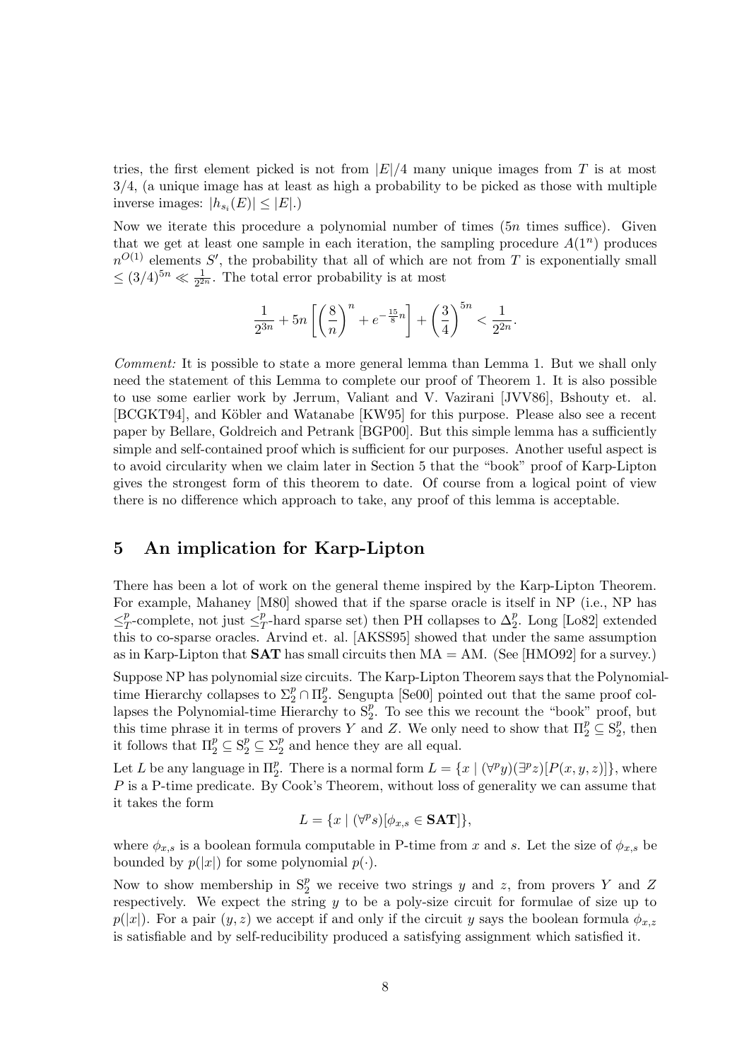tries, the first element picked is not from $|E|/4$ many unique images from $T$ is at most $3/4$, (a unique image has at least as high a probability to be picked as those with multiple inverse images: $|h_{s_i}(E)| \leq |E|$.)

Now we iterate this procedure a polynomial number of times ($5n$ times suffice). Given that we get at least one sample in each iteration, the sampling procedure $A(1^n)$ produces $n^{O(1)}$ elements $S'$, the probability that all of which are not from $T$ is exponentially small $\leq (3/4)^{5n} \ll \frac{1}{2^{2n}}$. The total error probability is at most

$$\frac{1}{2^{3n}} + 5n\left[\left(\frac{8}{n}\right)^n + e^{-\frac{15}{8}n}\right] + \left(\frac{3}{4}\right)^{5n} < \frac{1}{2^{2n}}.$$

*Comment:* It is possible to state a more general lemma than Lemma 1. But we shall only need the statement of this Lemma to complete our proof of Theorem 1. It is also possible to use some earlier work by Jerrum, Valiant and V. Vazirani [JVV86], Bshouty et. al. [BCGKT94], and Köbler and Watanabe [KW95] for this purpose. Please also see a recent paper by Bellare, Goldreich and Petrank [BGP00]. But this simple lemma has a sufficiently simple and self-contained proof which is sufficient for our purposes. Another useful aspect is to avoid circularity when we claim later in Section 5 that the "book" proof of Karp-Lipton gives the strongest form of this theorem to date. Of course from a logical point of view there is no difference which approach to take, any proof of this lemma is acceptable.

## 5 An implication for Karp-Lipton

There has been a lot of work on the general theme inspired by the Karp-Lipton Theorem. For example, Mahaney [M80] showed that if the sparse oracle is itself in NP (i.e., NP has $\leq_T^p$-complete, not just $\leq_T^p$-hard sparse set) then PH collapses to $\Delta_2^p$. Long [Lo82] extended this to co-sparse oracles. Arvind et. al. [AKSS95] showed that under the same assumption as in Karp-Lipton that **SAT** has small circuits then MA = AM. (See [HMO92] for a survey.)

Suppose NP has polynomial size circuits. The Karp-Lipton Theorem says that the Polynomial-time Hierarchy collapses to $\Sigma_2^p \cap \Pi_2^p$. Sengupta [Se00] pointed out that the same proof collapses the Polynomial-time Hierarchy to $\mathrm{S}_2^p$. To see this we recount the "book" proof, but this time phrase it in terms of provers $Y$ and $Z$. We only need to show that $\Pi_2^p \subseteq \mathrm{S}_2^p$, then it follows that $\Pi_2^p \subseteq \mathrm{S}_2^p \subseteq \Sigma_2^p$ and hence they are all equal.

Let $L$ be any language in $\Pi_2^p$. There is a normal form $L = \{x \mid (\forall^p y)(\exists^p z)[P(x, y, z)]\}$, where $P$ is a P-time predicate. By Cook's Theorem, without loss of generality we can assume that it takes the form

$$L = \{x \mid (\forall^p s)[\phi_{x,s} \in \mathbf{SAT}]\},$$

where $\phi_{x,s}$ is a boolean formula computable in P-time from $x$ and $s$. Let the size of $\phi_{x,s}$ be bounded by $p(|x|)$ for some polynomial $p(\cdot)$.

Now to show membership in $\mathrm{S}_2^p$ we receive two strings $y$ and $z$, from provers $Y$ and $Z$ respectively. We expect the string $y$ to be a poly-size circuit for formulae of size up to $p(|x|)$. For a pair $(y, z)$ we accept if and only if the circuit $y$ says the boolean formula $\phi_{x,z}$ is satisfiable and by self-reducibility produced a satisfying assignment which satisfied it.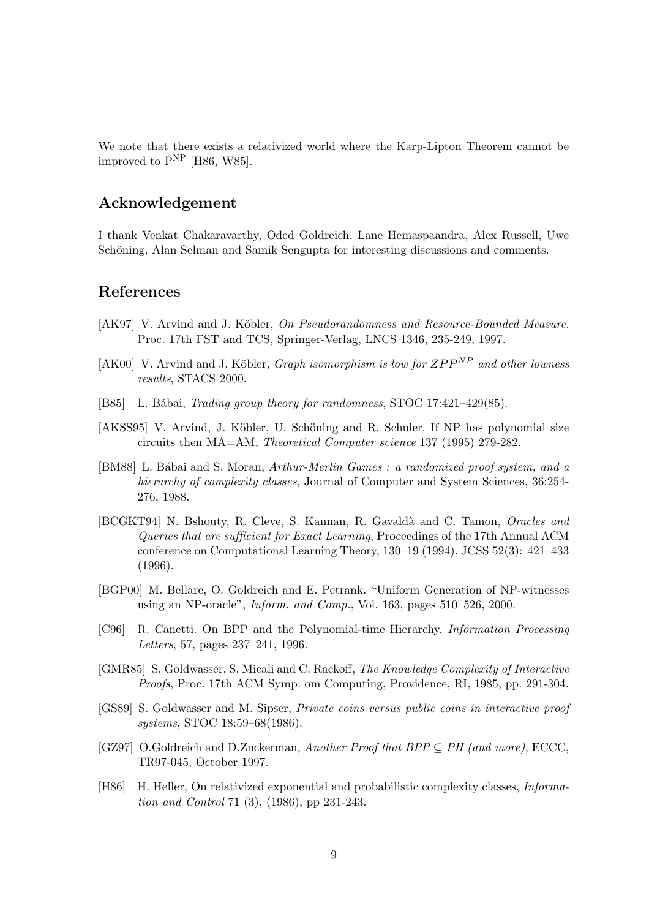We note that there exists a relativized world where the Karp-Lipton Theorem cannot be improved to $P^{NP}$ [H86, W85].

## Acknowledgement

I thank Venkat Chakaravarthy, Oded Goldreich, Lane Hemaspaandra, Alex Russell, Uwe Schöning, Alan Selman and Samik Sengupta for interesting discussions and comments.

## References

[AK97] V. Arvind and J. Köbler, *On Pseudorandomness and Resource-Bounded Measure*, Proc. 17th FST and TCS, Springer-Verlag, LNCS 1346, 235-249, 1997.

[AK00] V. Arvind and J. Köbler, *Graph isomorphism is low for $ZPP^{NP}$ and other lowness results*, STACS 2000.

[B85] L. Bábai, *Trading group theory for randomness*, STOC 17:421–429(85).

[AKSS95] V. Arvind, J. Köbler, U. Schöning and R. Schuler. If NP has polynomial size circuits then MA=AM, *Theoretical Computer science* 137 (1995) 279-282.

[BM88] L. Bábai and S. Moran, *Arthur-Merlin Games : a randomized proof system, and a hierarchy of complexity classes*, Journal of Computer and System Sciences, 36:254-276, 1988.

[BCGKT94] N. Bshouty, R. Cleve, S. Kannan, R. Gavaldà and C. Tamon, *Oracles and Queries that are sufficient for Exact Learning*, Proceedings of the 17th Annual ACM conference on Computational Learning Theory, 130–19 (1994). JCSS 52(3): 421–433 (1996).

[BGP00] M. Bellare, O. Goldreich and E. Petrank. "Uniform Generation of NP-witnesses using an NP-oracle", *Inform. and Comp.*, Vol. 163, pages 510–526, 2000.

[C96] R. Canetti. On BPP and the Polynomial-time Hierarchy. *Information Processing Letters*, 57, pages 237–241, 1996.

[GMR85] S. Goldwasser, S. Micali and C. Rackoff, *The Knowledge Complexity of Interactive Proofs*, Proc. 17th ACM Symp. om Computing, Providence, RI, 1985, pp. 291-304.

[GS89] S. Goldwasser and M. Sipser, *Private coins versus public coins in interactive proof systems*, STOC 18:59–68(1986).

[GZ97] O.Goldreich and D.Zuckerman, *Another Proof that BPP $\subseteq$ PH (and more)*, ECCC, TR97-045, October 1997.

[H86] H. Heller, On relativized exponential and probabilistic complexity classes, *Information and Control* 71 (3), (1986), pp 231-243.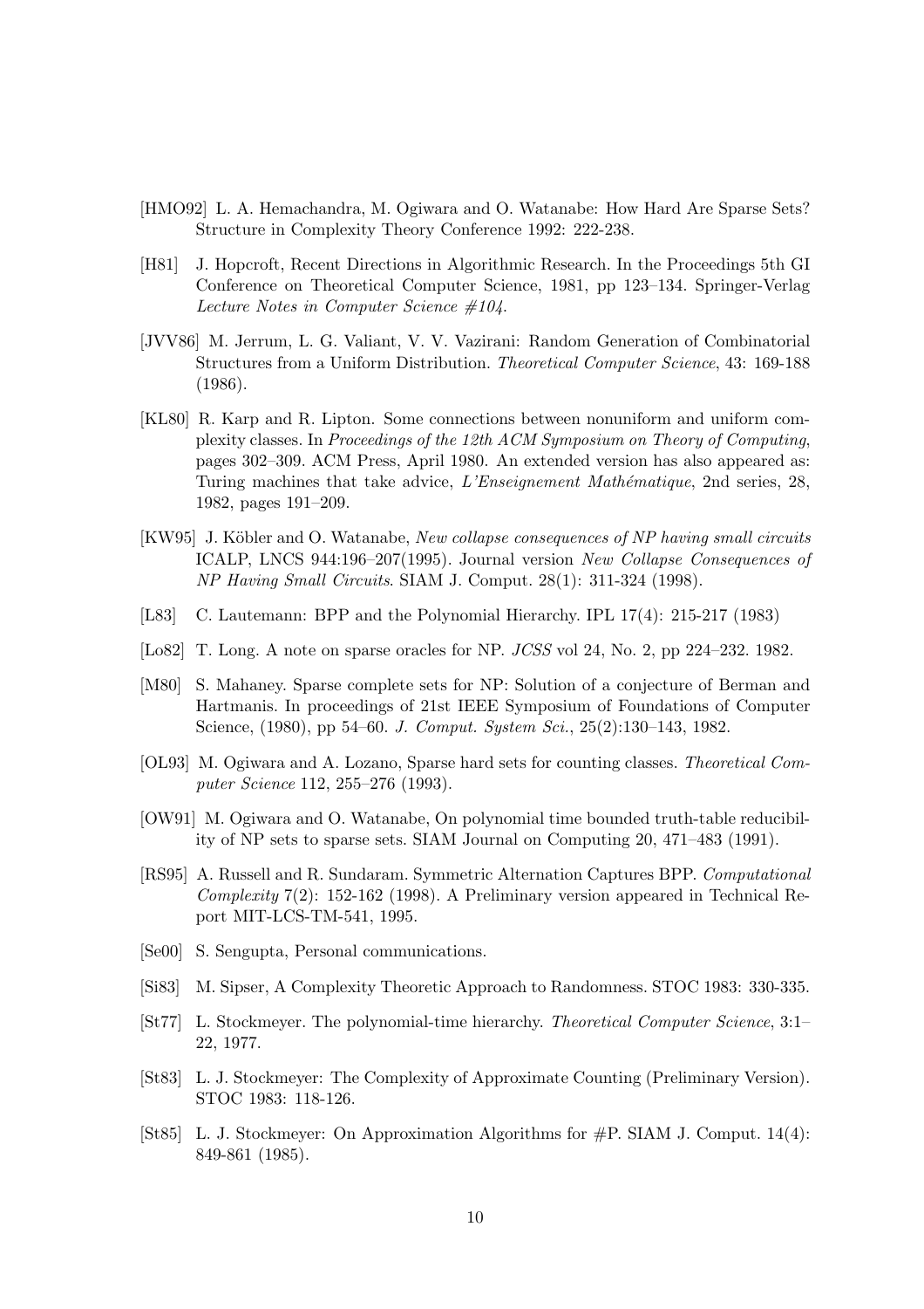[HMO92] L. A. Hemachandra, M. Ogiwara and O. Watanabe: How Hard Are Sparse Sets? Structure in Complexity Theory Conference 1992: 222-238.

[H81] J. Hopcroft, Recent Directions in Algorithmic Research. In the Proceedings 5th GI Conference on Theoretical Computer Science, 1981, pp 123–134. Springer-Verlag *Lecture Notes in Computer Science #104*.

[JVV86] M. Jerrum, L. G. Valiant, V. V. Vazirani: Random Generation of Combinatorial Structures from a Uniform Distribution. *Theoretical Computer Science*, 43: 169-188 (1986).

[KL80] R. Karp and R. Lipton. Some connections between nonuniform and uniform complexity classes. In *Proceedings of the 12th ACM Symposium on Theory of Computing*, pages 302–309. ACM Press, April 1980. An extended version has also appeared as: Turing machines that take advice, *L'Enseignement Mathématique*, 2nd series, 28, 1982, pages 191–209.

[KW95] J. Köbler and O. Watanabe, *New collapse consequences of NP having small circuits* ICALP, LNCS 944:196–207(1995). Journal version *New Collapse Consequences of NP Having Small Circuits*. SIAM J. Comput. 28(1): 311-324 (1998).

[L83] C. Lautemann: BPP and the Polynomial Hierarchy. IPL 17(4): 215-217 (1983)

[Lo82] T. Long. A note on sparse oracles for NP. *JCSS* vol 24, No. 2, pp 224–232. 1982.

[M80] S. Mahaney. Sparse complete sets for NP: Solution of a conjecture of Berman and Hartmanis. In proceedings of 21st IEEE Symposium of Foundations of Computer Science, (1980), pp 54–60. *J. Comput. System Sci.*, 25(2):130–143, 1982.

[OL93] M. Ogiwara and A. Lozano, Sparse hard sets for counting classes. *Theoretical Computer Science* 112, 255–276 (1993).

[OW91] M. Ogiwara and O. Watanabe, On polynomial time bounded truth-table reducibility of NP sets to sparse sets. SIAM Journal on Computing 20, 471–483 (1991).

[RS95] A. Russell and R. Sundaram. Symmetric Alternation Captures BPP. *Computational Complexity* 7(2): 152-162 (1998). A Preliminary version appeared in Technical Report MIT-LCS-TM-541, 1995.

[Se00] S. Sengupta, Personal communications.

[Si83] M. Sipser, A Complexity Theoretic Approach to Randomness. STOC 1983: 330-335.

[St77] L. Stockmeyer. The polynomial-time hierarchy. *Theoretical Computer Science*, 3:1–22, 1977.

[St83] L. J. Stockmeyer: The Complexity of Approximate Counting (Preliminary Version). STOC 1983: 118-126.

[St85] L. J. Stockmeyer: On Approximation Algorithms for #P. SIAM J. Comput. 14(4): 849-861 (1985).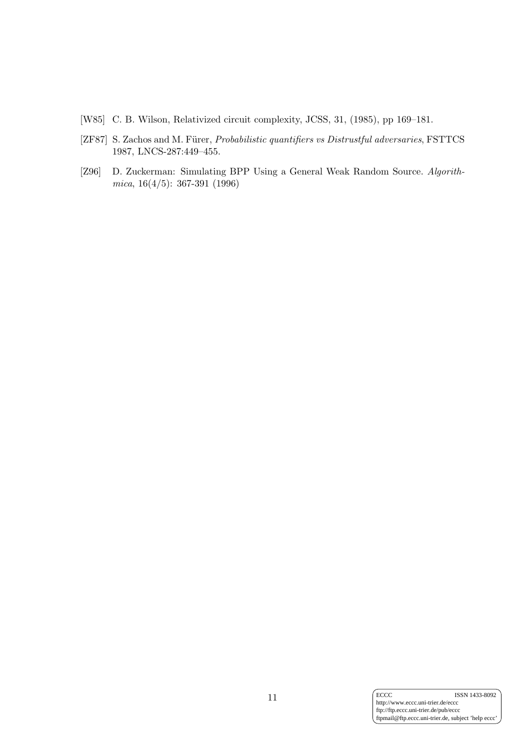[W85] C. B. Wilson, Relativized circuit complexity, JCSS, 31, (1985), pp 169–181.

[ZF87] S. Zachos and M. Fürer, *Probabilistic quantifiers vs Distrustful adversaries*, FSTTCS 1987, LNCS-287:449–455.

[Z96] D. Zuckerman: Simulating BPP Using a General Weak Random Source. *Algorithmica*, 16(4/5): 367-391 (1996)

ECCC ISSN 1433-8092
http://www.eccc.uni-trier.de/eccc
ftp://ftp.eccc.uni-trier.de/pub/eccc
ftpmail@ftp.eccc.uni-trier.de, subject 'help eccc'